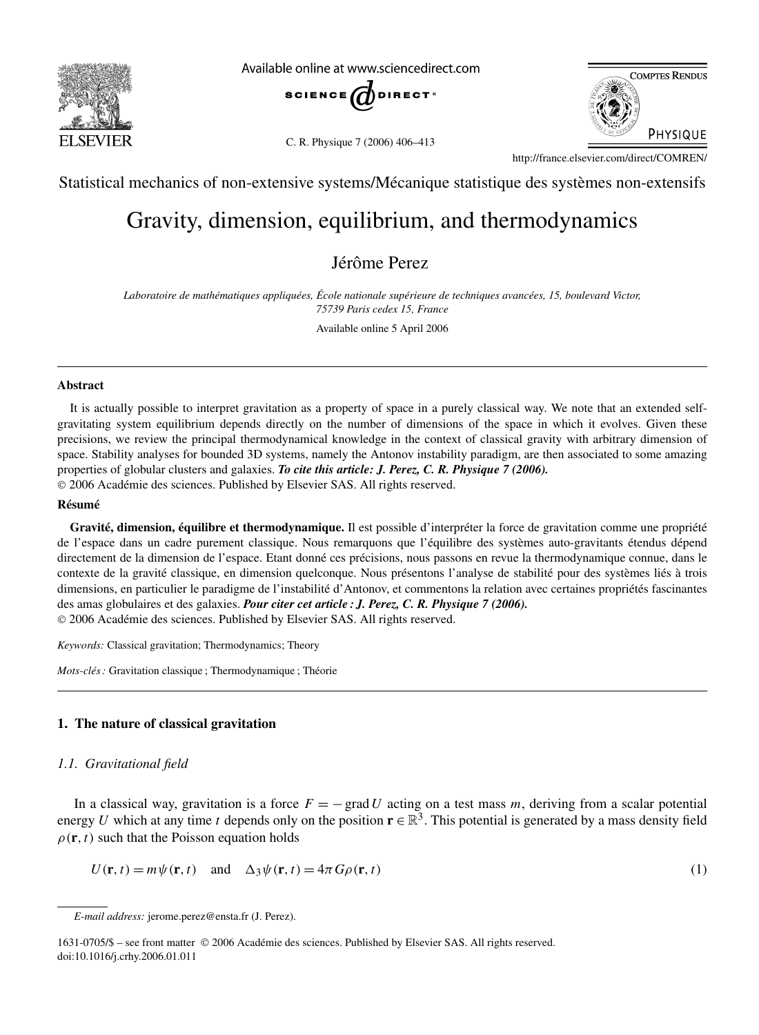Statistical mechanics of non-extensive systems/Mécanique statistique des systèmes non-extensifs

# Gravity, dimension, equilibrium, and thermodynamics

Jérôme Perez

*Laboratoire de mathématiques appliquées, École nationale supérieure de techniques avancées, 15, boulevard Victor, 75739 Paris cedex 15, France*

Available online 5 April 2006

## Abstract

It is actually possible to interpret gravitation as a property of space in a purely classical way. We note that an extended self-gravitating system equilibrium depends directly on the number of dimensions of the space in which it evolves. Given these precisions, we review the principal thermodynamical knowledge in the context of classical gravity with arbitrary dimension of space. Stability analyses for bounded 3D systems, namely the Antonov instability paradigm, are then associated to some amazing properties of globular clusters and galaxies. ***To cite this article: J. Perez, C. R. Physique 7 (2006).***
© 2006 Académie des sciences. Published by Elsevier SAS. All rights reserved.

## Résumé

**Gravité, dimension, équilibre et thermodynamique.** Il est possible d'interpréter la force de gravitation comme une propriété de l'espace dans un cadre purement classique. Nous remarquons que l'équilibre des systèmes auto-gravitants étendus dépend directement de la dimension de l'espace. Etant donné ces précisions, nous passons en revue la thermodynamique connue, dans le contexte de la gravité classique, en dimension quelconque. Nous présentons l'analyse de stabilité pour des systèmes liés à trois dimensions, en particulier le paradigme de l'instabilité d'Antonov, et commentons la relation avec certaines propriétés fascinantes des amas globulaires et des galaxies. ***Pour citer cet article : J. Perez, C. R. Physique 7 (2006).***
© 2006 Académie des sciences. Published by Elsevier SAS. All rights reserved.

*Keywords:* Classical gravitation; Thermodynamics; Theory

*Mots-clés :* Gravitation classique ; Thermodynamique ; Théorie

## 1. The nature of classical gravitation

### 1.1. Gravitational field

In a classical way, gravitation is a force $F = -\operatorname{grad} U$ acting on a test mass $m$, deriving from a scalar potential energy $U$ which at any time $t$ depends only on the position $\mathbf{r} \in \mathbb{R}^3$. This potential is generated by a mass density field $\rho(\mathbf{r}, t)$ such that the Poisson equation holds

$$U(\mathbf{r}, t) = m\psi(\mathbf{r}, t) \quad \text{and} \quad \Delta_3 \psi(\mathbf{r}, t) = 4\pi G \rho(\mathbf{r}, t) \tag{1}$$

*E-mail address:* jerome.perez@ensta.fr (J. Perez).

1631-0705/$ – see front matter © 2006 Académie des sciences. Published by Elsevier SAS. All rights reserved.
doi:10.1016/j.crhy.2006.01.011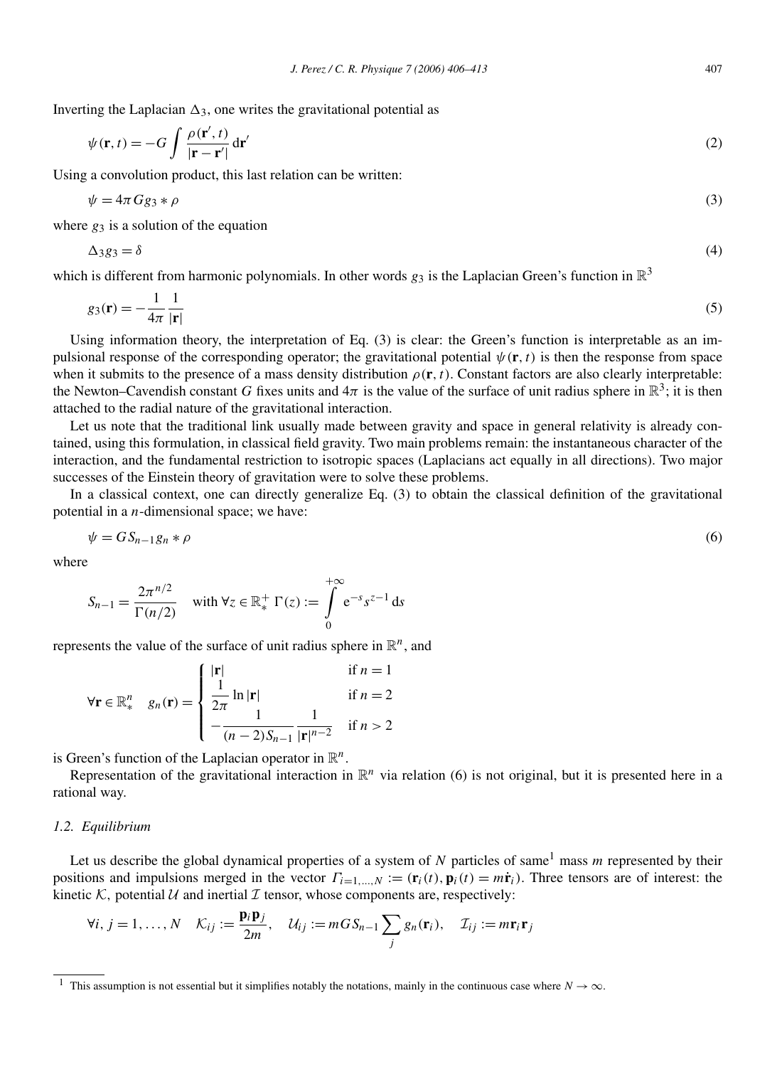Inverting the Laplacian $\Delta_3$, one writes the gravitational potential as

$$\psi(\mathbf{r},t) = -G\int \frac{\rho(\mathbf{r}',t)}{|\mathbf{r}-\mathbf{r}'|}\,\mathrm{d}\mathbf{r}' \tag{2}$$

Using a convolution product, this last relation can be written:

$$\psi = 4\pi G g_3 * \rho \tag{3}$$

where $g_3$ is a solution of the equation

$$\Delta_3 g_3 = \delta \tag{4}$$

which is different from harmonic polynomials. In other words $g_3$ is the Laplacian Green's function in $\mathbb{R}^3$

$$g_3(\mathbf{r}) = -\frac{1}{4\pi}\frac{1}{|\mathbf{r}|} \tag{5}$$

Using information theory, the interpretation of Eq. (3) is clear: the Green's function is interpretable as an impulsional response of the corresponding operator; the gravitational potential $\psi(\mathbf{r},t)$ is then the response from space when it submits to the presence of a mass density distribution $\rho(\mathbf{r},t)$. Constant factors are also clearly interpretable: the Newton–Cavendish constant $G$ fixes units and $4\pi$ is the value of the surface of unit radius sphere in $\mathbb{R}^3$; it is then attached to the radial nature of the gravitational interaction.

Let us note that the traditional link usually made between gravity and space in general relativity is already contained, using this formulation, in classical field gravity. Two main problems remain: the instantaneous character of the interaction, and the fundamental restriction to isotropic spaces (Laplacians act equally in all directions). Two major successes of the Einstein theory of gravitation were to solve these problems.

In a classical context, one can directly generalize Eq. (3) to obtain the classical definition of the gravitational potential in a $n$-dimensional space; we have:

$$\psi = G S_{n-1} g_n * \rho \tag{6}$$

where

$$S_{n-1} = \frac{2\pi^{n/2}}{\Gamma(n/2)} \quad \text{with } \forall z \in \mathbb{R}_*^+ \ \Gamma(z) := \int_0^{+\infty} \mathrm{e}^{-s} s^{z-1}\,\mathrm{d}s$$

represents the value of the surface of unit radius sphere in $\mathbb{R}^n$, and

$$\forall \mathbf{r} \in \mathbb{R}_*^n \quad g_n(\mathbf{r}) = \begin{cases} |\mathbf{r}| & \text{if } n = 1 \\ \dfrac{1}{2\pi}\ln|\mathbf{r}| & \text{if } n = 2 \\ -\dfrac{1}{(n-2)S_{n-1}}\dfrac{1}{|\mathbf{r}|^{n-2}} & \text{if } n > 2 \end{cases}$$

is Green's function of the Laplacian operator in $\mathbb{R}^n$.

Representation of the gravitational interaction in $\mathbb{R}^n$ via relation (6) is not original, but it is presented here in a rational way.

### *1.2. Equilibrium*

Let us describe the global dynamical properties of a system of $N$ particles of same[1] mass $m$ represented by their positions and impulsions merged in the vector $\Gamma_{i=1,\ldots,N} := (\mathbf{r}_i(t), \mathbf{p}_i(t) = m\dot{\mathbf{r}}_i)$. Three tensors are of interest: the kinetic $\mathcal{K}$, potential $\mathcal{U}$ and inertial $\mathcal{I}$ tensor, whose components are, respectively:

$$\forall i,j = 1,\ldots,N \quad \mathcal{K}_{ij} := \frac{\mathbf{p}_i\mathbf{p}_j}{2m}, \quad \mathcal{U}_{ij} := mGS_{n-1}\sum_j g_n(\mathbf{r}_i), \quad \mathcal{I}_{ij} := m\mathbf{r}_i\mathbf{r}_j$$

[1] This assumption is not essential but it simplifies notably the notations, mainly in the continuous case where $N \to \infty$.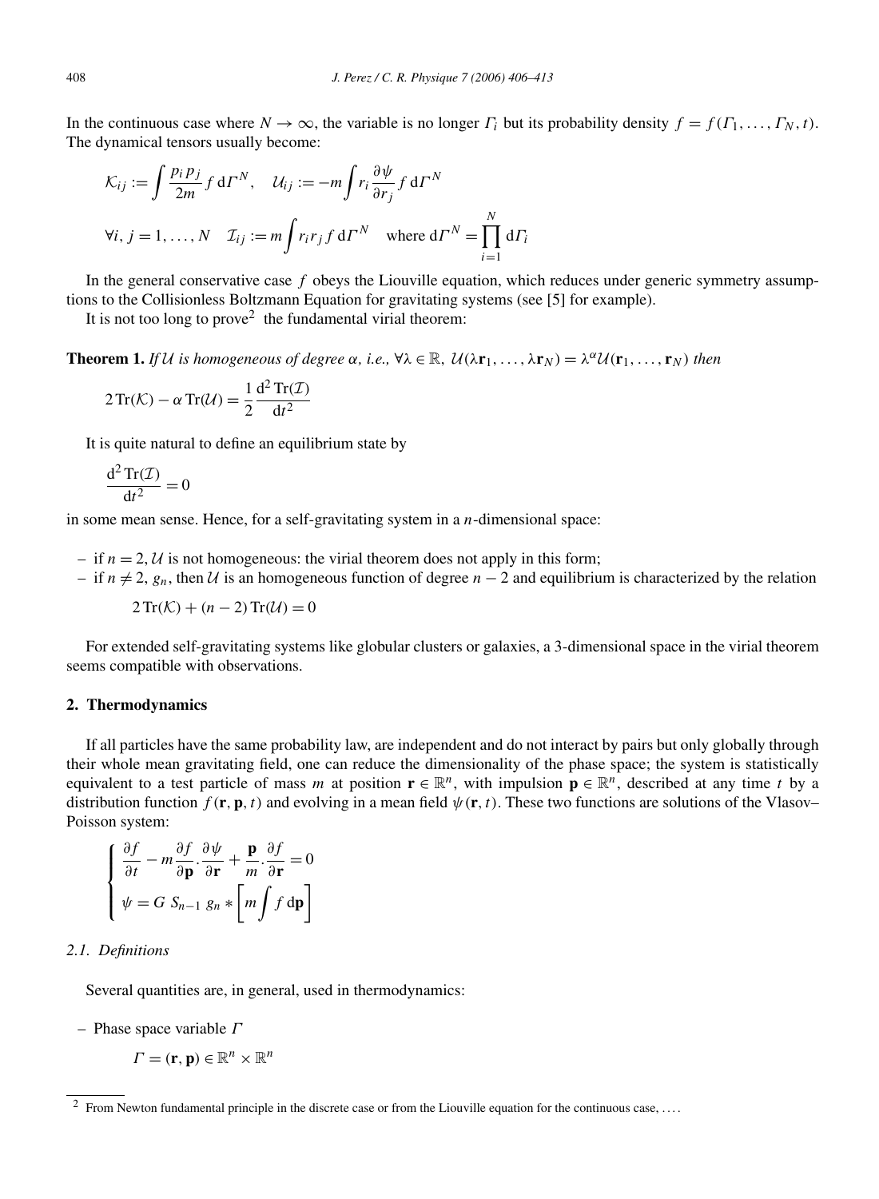In the continuous case where $N \to \infty$, the variable is no longer $\Gamma_i$ but its probability density $f = f(\Gamma_1, \ldots, \Gamma_N, t)$. The dynamical tensors usually become:

$$\mathcal{K}_{ij} := \int \frac{p_i p_j}{2m} f \, \mathrm{d}\Gamma^N, \quad \mathcal{U}_{ij} := -m \int r_i \frac{\partial \psi}{\partial r_j} f \, \mathrm{d}\Gamma^N$$

$$\forall i, j = 1, \ldots, N \quad \mathcal{I}_{ij} := m \int r_i r_j f \, \mathrm{d}\Gamma^N \quad \text{where } \mathrm{d}\Gamma^N = \prod_{i=1}^{N} \mathrm{d}\Gamma_i$$

In the general conservative case $f$ obeys the Liouville equation, which reduces under generic symmetry assumptions to the Collisionless Boltzmann Equation for gravitating systems (see [5] for example).

It is not too long to prove[2] the fundamental virial theorem:

**Theorem 1.** *If $\mathcal{U}$ is homogeneous of degree $\alpha$, i.e., $\forall \lambda \in \mathbb{R}$, $\mathcal{U}(\lambda \mathbf{r}_1, \ldots, \lambda \mathbf{r}_N) = \lambda^\alpha \mathcal{U}(\mathbf{r}_1, \ldots, \mathbf{r}_N)$ then*

$$2\,\mathrm{Tr}(\mathcal{K}) - \alpha\,\mathrm{Tr}(\mathcal{U}) = \frac{1}{2} \frac{\mathrm{d}^2\,\mathrm{Tr}(\mathcal{I})}{\mathrm{d}t^2}$$

It is quite natural to define an equilibrium state by

$$\frac{\mathrm{d}^2\,\mathrm{Tr}(\mathcal{I})}{\mathrm{d}t^2} = 0$$

in some mean sense. Hence, for a self-gravitating system in a $n$-dimensional space:

- if $n = 2$, $\mathcal{U}$ is not homogeneous: the virial theorem does not apply in this form;
- if $n \neq 2$, $g_n$, then $\mathcal{U}$ is an homogeneous function of degree $n - 2$ and equilibrium is characterized by the relation

$$2\,\mathrm{Tr}(\mathcal{K}) + (n-2)\,\mathrm{Tr}(\mathcal{U}) = 0$$

For extended self-gravitating systems like globular clusters or galaxies, a 3-dimensional space in the virial theorem seems compatible with observations.

## 2. Thermodynamics

If all particles have the same probability law, are independent and do not interact by pairs but only globally through their whole mean gravitating field, one can reduce the dimensionality of the phase space; the system is statistically equivalent to a test particle of mass $m$ at position $\mathbf{r} \in \mathbb{R}^n$, with impulsion $\mathbf{p} \in \mathbb{R}^n$, described at any time $t$ by a distribution function $f(\mathbf{r}, \mathbf{p}, t)$ and evolving in a mean field $\psi(\mathbf{r}, t)$. These two functions are solutions of the Vlasov–Poisson system:

$$\begin{cases} \dfrac{\partial f}{\partial t} - m \dfrac{\partial f}{\partial \mathbf{p}} . \dfrac{\partial \psi}{\partial \mathbf{r}} + \dfrac{\mathbf{p}}{m} . \dfrac{\partial f}{\partial \mathbf{r}} = 0 \\ \psi = G\, S_{n-1}\, g_n * \left[ m \displaystyle\int f \, \mathrm{d}\mathbf{p} \right] \end{cases}$$

### 2.1. Definitions

Several quantities are, in general, used in thermodynamics:

- Phase space variable $\Gamma$

$$\Gamma = (\mathbf{r}, \mathbf{p}) \in \mathbb{R}^n \times \mathbb{R}^n$$

[2] From Newton fundamental principle in the discrete case or from the Liouville equation for the continuous case, ....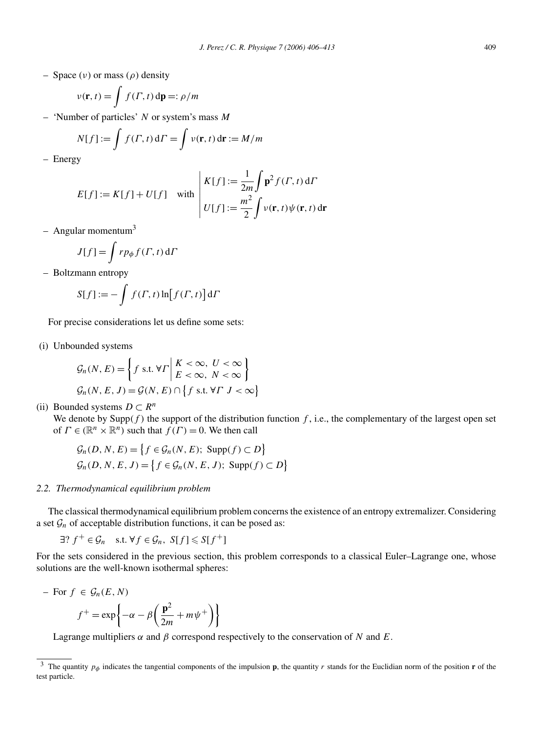– Space ($\nu$) or mass ($\rho$) density

$$\nu(\mathbf{r},t) = \int f(\Gamma,t)\,\mathrm{d}\mathbf{p} =: \rho/m$$

– 'Number of particles' $N$ or system's mass $M$

$$N[f] := \int f(\Gamma,t)\,\mathrm{d}\Gamma = \int \nu(\mathbf{r},t)\,\mathrm{d}\mathbf{r} := M/m$$

– Energy

$$E[f] := K[f] + U[f] \quad \text{with} \quad \left| \begin{array}{l} K[f] := \dfrac{1}{2m}\displaystyle\int \mathbf{p}^2 f(\Gamma,t)\,\mathrm{d}\Gamma \\ U[f] := \dfrac{m^2}{2}\displaystyle\int \nu(\mathbf{r},t)\psi(\mathbf{r},t)\,\mathrm{d}\mathbf{r} \end{array} \right.$$

– Angular momentum[3]

$$J[f] = \int r p_\phi f(\Gamma,t)\,\mathrm{d}\Gamma$$

– Boltzmann entropy

$$S[f] := -\int f(\Gamma,t)\ln\bigl[f(\Gamma,t)\bigr]\,\mathrm{d}\Gamma$$

For precise considerations let us define some sets:

(i) Unbounded systems

$$\mathcal{G}_n(N,E) = \left\{ f \text{ s.t. } \forall\Gamma \left| \begin{array}{l} K < \infty,\ U < \infty \\ E < \infty,\ N < \infty \end{array} \right. \right\}$$

$$\mathcal{G}_n(N,E,J) = \mathcal{G}(N,E) \cap \bigl\{ f \text{ s.t. } \forall\Gamma\ J < \infty \bigr\}$$

(ii) Bounded systems $D \subset R^n$

We denote by $\mathrm{Supp}(f)$ the support of the distribution function $f$, i.e., the complementary of the largest open set of $\Gamma \in (\mathbb{R}^n \times \mathbb{R}^n)$ such that $f(\Gamma) = 0$. We then call

$$\mathcal{G}_n(D,N,E) = \bigl\{ f \in \mathcal{G}_n(N,E);\ \mathrm{Supp}(f) \subset D \bigr\}$$

$$\mathcal{G}_n(D,N,E,J) = \bigl\{ f \in \mathcal{G}_n(N,E,J);\ \mathrm{Supp}(f) \subset D \bigr\}$$

### *2.2. Thermodynamical equilibrium problem*

The classical thermodynamical equilibrium problem concerns the existence of an entropy extremalizer. Considering a set $\mathcal{G}_n$ of acceptable distribution functions, it can be posed as:

$$\exists?\ f^+ \in \mathcal{G}_n \quad \text{s.t. } \forall f \in \mathcal{G}_n,\ S[f] \leqslant S[f^+]$$

For the sets considered in the previous section, this problem corresponds to a classical Euler–Lagrange one, whose solutions are the well-known isothermal spheres:

– For $f \in \mathcal{G}_n(E,N)$

$$f^+ = \exp\left\{ -\alpha - \beta\left( \frac{\mathbf{p}^2}{2m} + m\psi^+ \right) \right\}$$

Lagrange multipliers $\alpha$ and $\beta$ correspond respectively to the conservation of $N$ and $E$.

[3] The quantity $p_\phi$ indicates the tangential components of the impulsion $\mathbf{p}$, the quantity $r$ stands for the Euclidian norm of the position $\mathbf{r}$ of the test particle.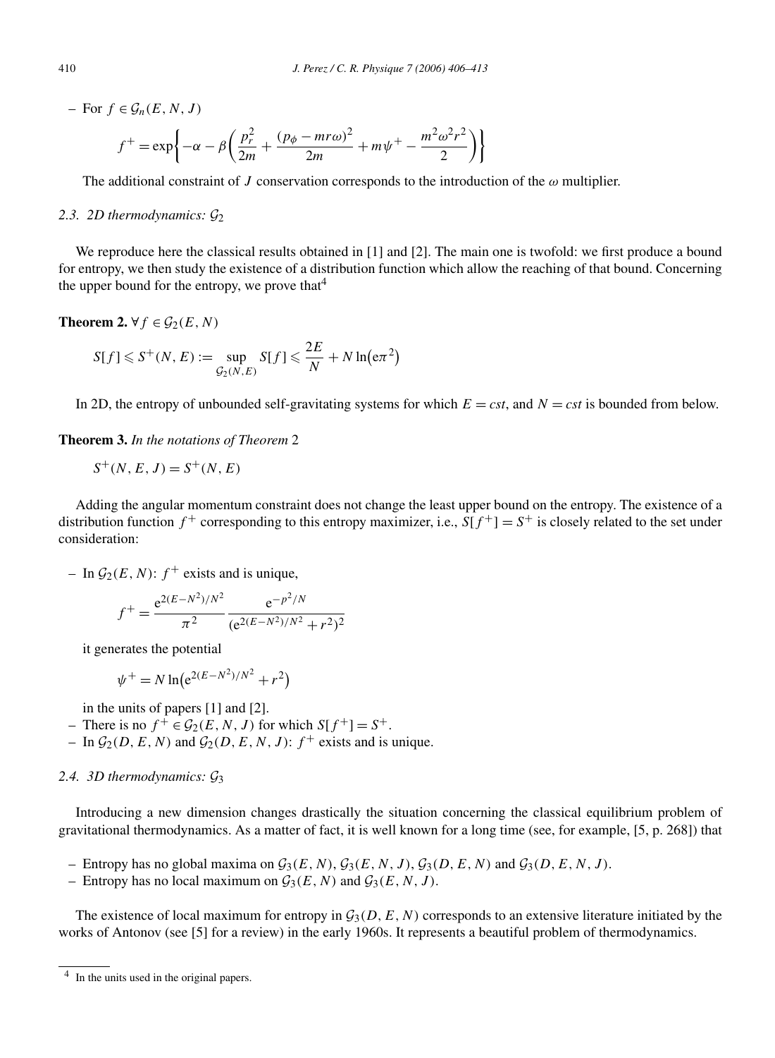– For $f \in \mathcal{G}_n(E, N, J)$

$$f^+ = \exp\left\{-\alpha - \beta\left(\frac{p_r^2}{2m} + \frac{(p_\phi - mr\omega)^2}{2m} + m\psi^+ - \frac{m^2\omega^2 r^2}{2}\right)\right\}$$

The additional constraint of $J$ conservation corresponds to the introduction of the $\omega$ multiplier.

### 2.3. 2D thermodynamics: $\mathcal{G}_2$

We reproduce here the classical results obtained in [1] and [2]. The main one is twofold: we first produce a bound for entropy, we then study the existence of a distribution function which allow the reaching of that bound. Concerning the upper bound for the entropy, we prove that[4]

**Theorem 2.** $\forall f \in \mathcal{G}_2(E, N)$

$$S[f] \leqslant S^+(N, E) := \sup_{\mathcal{G}_2(N,E)} S[f] \leqslant \frac{2E}{N} + N\ln\left(e\pi^2\right)$$

In 2D, the entropy of unbounded self-gravitating systems for which $E = cst$, and $N = cst$ is bounded from below.

**Theorem 3.** *In the notations of Theorem* 2

$$S^+(N, E, J) = S^+(N, E)$$

Adding the angular momentum constraint does not change the least upper bound on the entropy. The existence of a distribution function $f^+$ corresponding to this entropy maximizer, i.e., $S[f^+] = S^+$ is closely related to the set under consideration:

– In $\mathcal{G}_2(E, N)$: $f^+$ exists and is unique,

$$f^+ = \frac{e^{2(E-N^2)/N^2}}{\pi^2}\frac{e^{-p^2/N}}{(e^{2(E-N^2)/N^2} + r^2)^2}$$

it generates the potential

$$\psi^+ = N\ln\left(e^{2(E-N^2)/N^2} + r^2\right)$$

in the units of papers [1] and [2].

– There is no $f^+ \in \mathcal{G}_2(E, N, J)$ for which $S[f^+] = S^+$.
– In $\mathcal{G}_2(D, E, N)$ and $\mathcal{G}_2(D, E, N, J)$: $f^+$ exists and is unique.

### 2.4. 3D thermodynamics: $\mathcal{G}_3$

Introducing a new dimension changes drastically the situation concerning the classical equilibrium problem of gravitational thermodynamics. As a matter of fact, it is well known for a long time (see, for example, [5, p. 268]) that

– Entropy has no global maxima on $\mathcal{G}_3(E, N)$, $\mathcal{G}_3(E, N, J)$, $\mathcal{G}_3(D, E, N)$ and $\mathcal{G}_3(D, E, N, J)$.
– Entropy has no local maximum on $\mathcal{G}_3(E, N)$ and $\mathcal{G}_3(E, N, J)$.

The existence of local maximum for entropy in $\mathcal{G}_3(D, E, N)$ corresponds to an extensive literature initiated by the works of Antonov (see [5] for a review) in the early 1960s. It represents a beautiful problem of thermodynamics.

[4] In the units used in the original papers.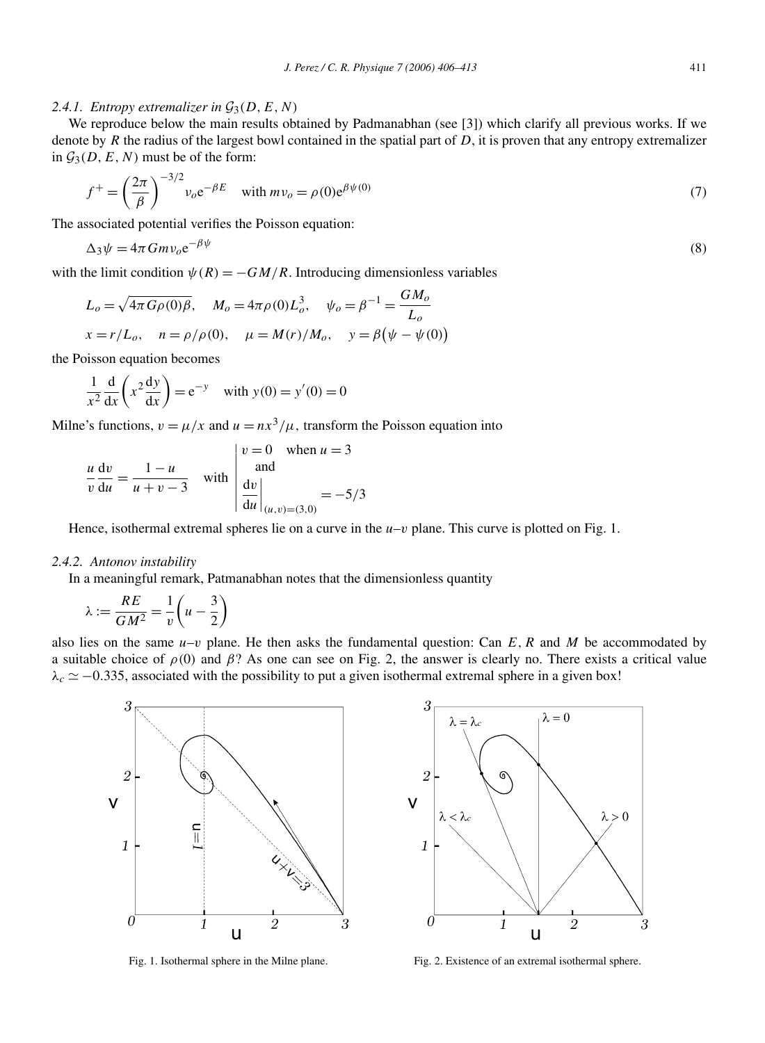#### 2.4.1. Entropy extremalizer in $\mathcal{G}_3(D, E, N)$

We reproduce below the main results obtained by Padmanabhan (see [3]) which clarify all previous works. If we denote by $R$ the radius of the largest bowl contained in the spatial part of $D$, it is proven that any entropy extremalizer in $\mathcal{G}_3(D, E, N)$ must be of the form:

$$f^+ = \left(\frac{2\pi}{\beta}\right)^{-3/2} \nu_o \mathrm{e}^{-\beta E} \quad \text{with } m\nu_o = \rho(0)\mathrm{e}^{\beta\psi(0)} \tag{7}$$

The associated potential verifies the Poisson equation:

$$\Delta_3 \psi = 4\pi G m \nu_o \mathrm{e}^{-\beta\psi} \tag{8}$$

with the limit condition $\psi(R) = -GM/R$. Introducing dimensionless variables

$$L_o = \sqrt{4\pi G\rho(0)\beta}, \quad M_o = 4\pi\rho(0)L_o^3, \quad \psi_o = \beta^{-1} = \frac{GM_o}{L_o}$$

$$x = r/L_o, \quad n = \rho/\rho(0), \quad \mu = M(r)/M_o, \quad y = \beta\big(\psi - \psi(0)\big)$$

the Poisson equation becomes

$$\frac{1}{x^2}\frac{\mathrm{d}}{\mathrm{d}x}\left(x^2 \frac{\mathrm{d}y}{\mathrm{d}x}\right) = \mathrm{e}^{-y} \quad \text{with } y(0) = y'(0) = 0$$

Milne's functions, $v = \mu/x$ and $u = nx^3/\mu$, transform the Poisson equation into

$$\frac{u}{v}\frac{\mathrm{d}v}{\mathrm{d}u} = \frac{1-u}{u+v-3} \quad \text{with} \quad \left| \begin{array}{l} v = 0 \quad \text{when } u = 3 \\ \quad \text{and} \\ \left.\dfrac{\mathrm{d}v}{\mathrm{d}u}\right|_{(u,v)=(3,0)} = -5/3 \end{array} \right.$$

Hence, isothermal extremal spheres lie on a curve in the $u$–$v$ plane. This curve is plotted on Fig. 1.

#### 2.4.2. Antonov instability

In a meaningful remark, Patmanabhan notes that the dimensionless quantity

$$\lambda := \frac{RE}{GM^2} = \frac{1}{v}\left(u - \frac{3}{2}\right)$$

also lies on the same $u$–$v$ plane. He then asks the fundamental question: Can $E$, $R$ and $M$ be accommodated by a suitable choice of $\rho(0)$ and $\beta$? As one can see on Fig. 2, the answer is clearly no. There exists a critical value $\lambda_c \simeq -0.335$, associated with the possibility to put a given isothermal extremal sphere in a given box!

Fig. 1. Isothermal sphere in the Milne plane.

Fig. 2. Existence of an extremal isothermal sphere.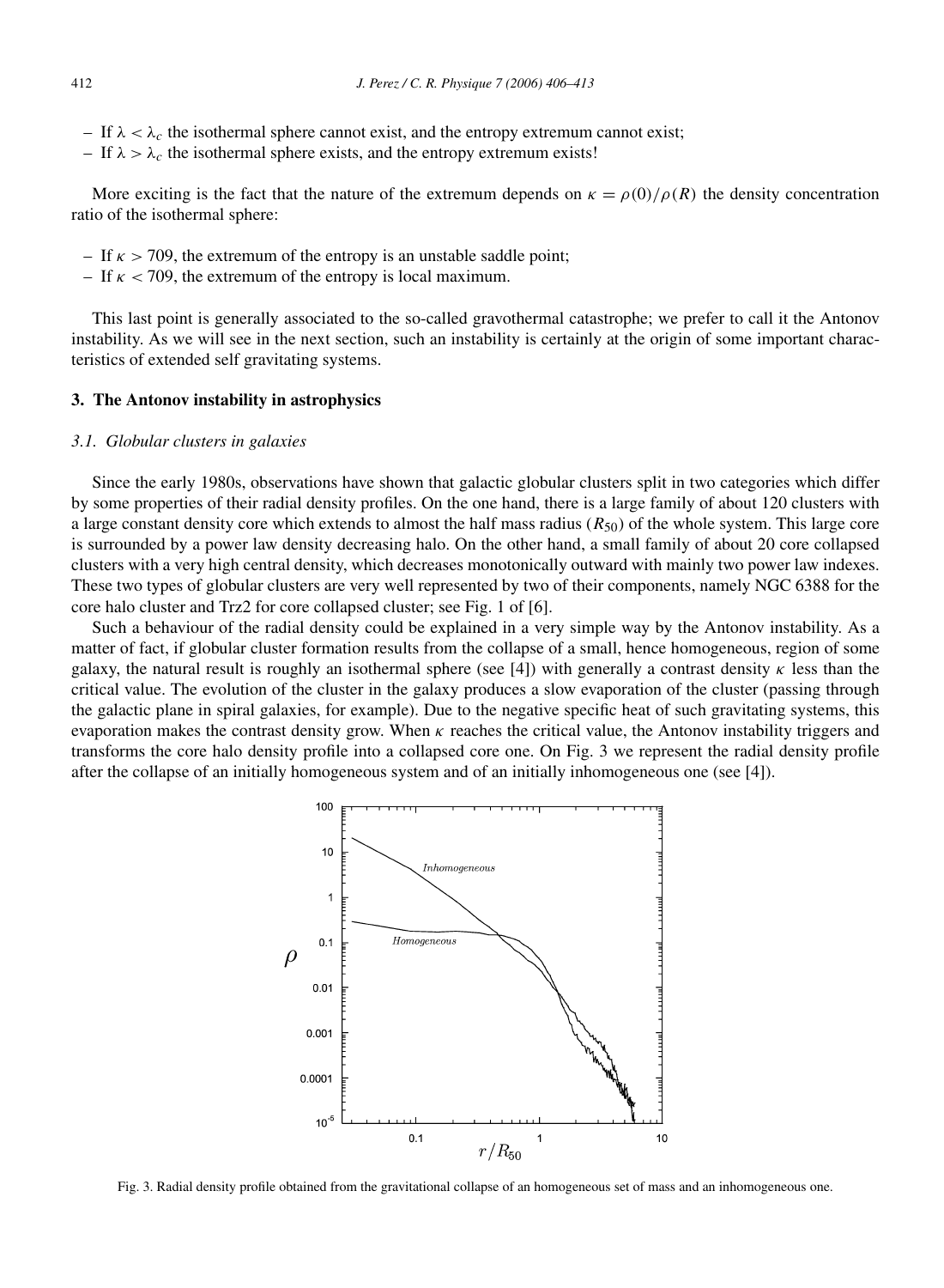– If $\lambda < \lambda_c$ the isothermal sphere cannot exist, and the entropy extremum cannot exist;
– If $\lambda > \lambda_c$ the isothermal sphere exists, and the entropy extremum exists!

More exciting is the fact that the nature of the extremum depends on $\kappa = \rho(0)/\rho(R)$ the density concentration ratio of the isothermal sphere:

– If $\kappa > 709$, the extremum of the entropy is an unstable saddle point;
– If $\kappa < 709$, the extremum of the entropy is local maximum.

This last point is generally associated to the so-called gravothermal catastrophe; we prefer to call it the Antonov instability. As we will see in the next section, such an instability is certainly at the origin of some important characteristics of extended self gravitating systems.

## 3. The Antonov instability in astrophysics

### *3.1. Globular clusters in galaxies*

Since the early 1980s, observations have shown that galactic globular clusters split in two categories which differ by some properties of their radial density profiles. On the one hand, there is a large family of about 120 clusters with a large constant density core which extends to almost the half mass radius ($R_{50}$) of the whole system. This large core is surrounded by a power law density decreasing halo. On the other hand, a small family of about 20 core collapsed clusters with a very high central density, which decreases monotonically outward with mainly two power law indexes. These two types of globular clusters are very well represented by two of their components, namely NGC 6388 for the core halo cluster and Trz2 for core collapsed cluster; see Fig. 1 of [6].

Such a behaviour of the radial density could be explained in a very simple way by the Antonov instability. As a matter of fact, if globular cluster formation results from the collapse of a small, hence homogeneous, region of some galaxy, the natural result is roughly an isothermal sphere (see [4]) with generally a contrast density $\kappa$ less than the critical value. The evolution of the cluster in the galaxy produces a slow evaporation of the cluster (passing through the galactic plane in spiral galaxies, for example). Due to the negative specific heat of such gravitating systems, this evaporation makes the contrast density grow. When $\kappa$ reaches the critical value, the Antonov instability triggers and transforms the core halo density profile into a collapsed core one. On Fig. 3 we represent the radial density profile after the collapse of an initially homogeneous system and of an initially inhomogeneous one (see [4]).

Fig. 3. Radial density profile obtained from the gravitational collapse of an homogeneous set of mass and an inhomogeneous one.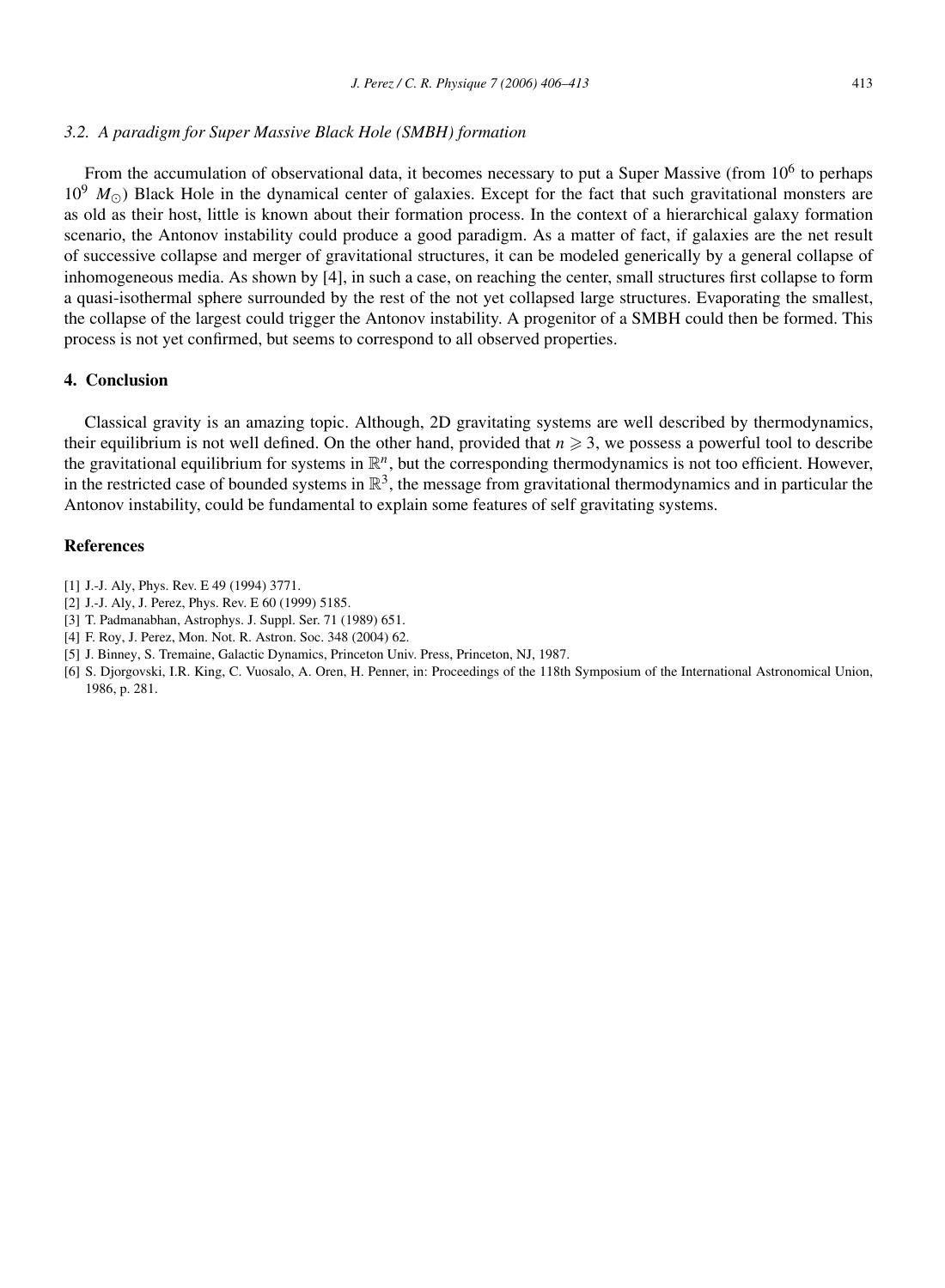### 3.2. *A paradigm for Super Massive Black Hole (SMBH) formation*

From the accumulation of observational data, it becomes necessary to put a Super Massive (from $10^6$ to perhaps $10^9$ $M_\odot$) Black Hole in the dynamical center of galaxies. Except for the fact that such gravitational monsters are as old as their host, little is known about their formation process. In the context of a hierarchical galaxy formation scenario, the Antonov instability could produce a good paradigm. As a matter of fact, if galaxies are the net result of successive collapse and merger of gravitational structures, it can be modeled generically by a general collapse of inhomogeneous media. As shown by [4], in such a case, on reaching the center, small structures first collapse to form a quasi-isothermal sphere surrounded by the rest of the not yet collapsed large structures. Evaporating the smallest, the collapse of the largest could trigger the Antonov instability. A progenitor of a SMBH could then be formed. This process is not yet confirmed, but seems to correspond to all observed properties.

## 4. Conclusion

Classical gravity is an amazing topic. Although, 2D gravitating systems are well described by thermodynamics, their equilibrium is not well defined. On the other hand, provided that $n \geqslant 3$, we possess a powerful tool to describe the gravitational equilibrium for systems in $\mathbb{R}^n$, but the corresponding thermodynamics is not too efficient. However, in the restricted case of bounded systems in $\mathbb{R}^3$, the message from gravitational thermodynamics and in particular the Antonov instability, could be fundamental to explain some features of self gravitating systems.

## References

[1] J.-J. Aly, Phys. Rev. E 49 (1994) 3771.

[2] J.-J. Aly, J. Perez, Phys. Rev. E 60 (1999) 5185.

[3] T. Padmanabhan, Astrophys. J. Suppl. Ser. 71 (1989) 651.

[4] F. Roy, J. Perez, Mon. Not. R. Astron. Soc. 348 (2004) 62.

[5] J. Binney, S. Tremaine, Galactic Dynamics, Princeton Univ. Press, Princeton, NJ, 1987.

[6] S. Djorgovski, I.R. King, C. Vuosalo, A. Oren, H. Penner, in: Proceedings of the 118th Symposium of the International Astronomical Union, 1986, p. 281.